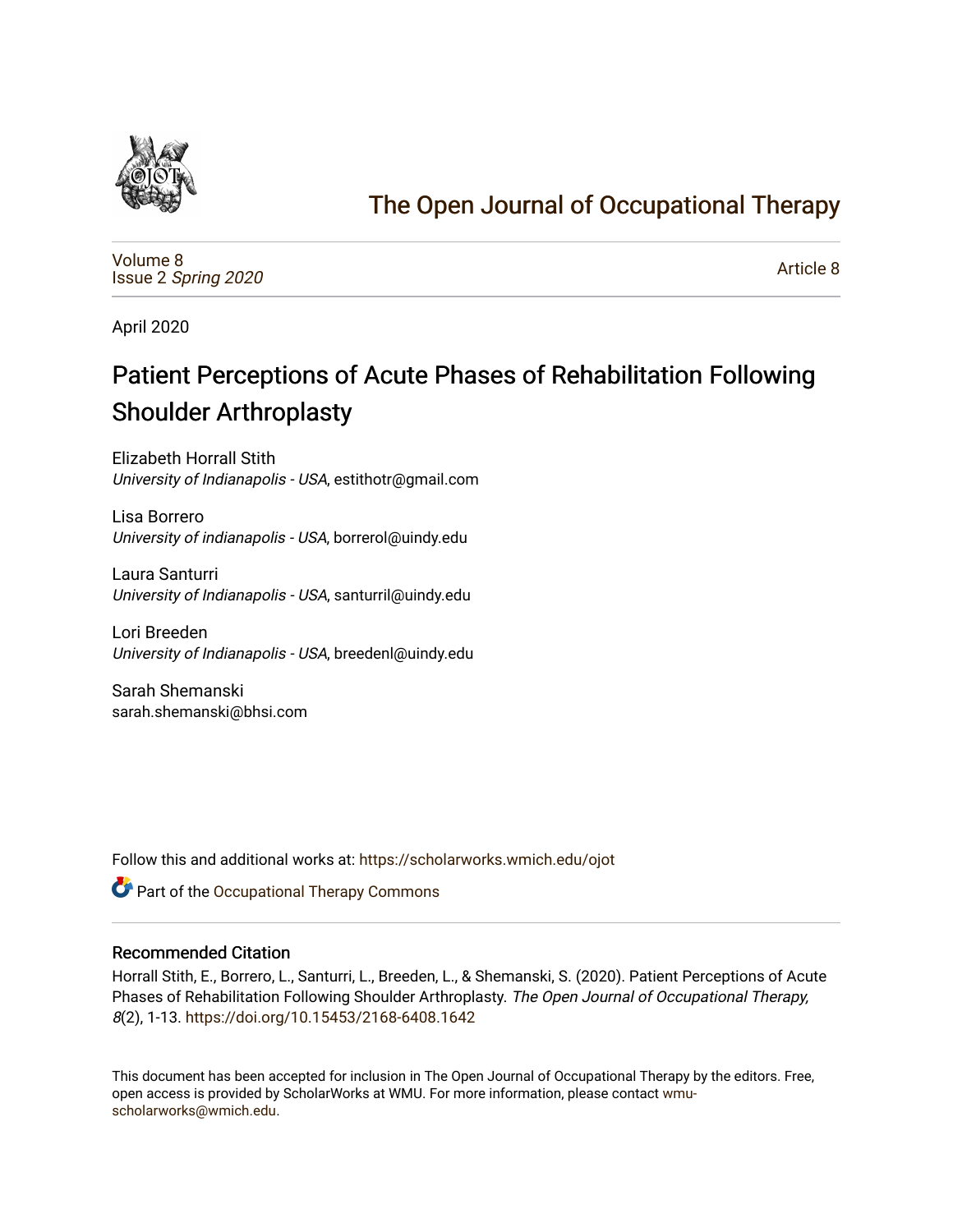# The Open Journal of Occupational Therapy

Volume 8
Issue 2 *Spring 2020*

Article 8

April 2020

## Patient Perceptions of Acute Phases of Rehabilitation Following Shoulder Arthroplasty

Elizabeth Horrall Stith
*University of Indianapolis - USA*, estithotr@gmail.com

Lisa Borrero
*University of indianapolis - USA*, borrerol@uindy.edu

Laura Santurri
*University of Indianapolis - USA*, santurril@uindy.edu

Lori Breeden
*University of Indianapolis - USA*, breedenl@uindy.edu

Sarah Shemanski
sarah.shemanski@bhsi.com

Follow this and additional works at: https://scholarworks.wmich.edu/ojot

Part of the Occupational Therapy Commons

### Recommended Citation

Horrall Stith, E., Borrero, L., Santurri, L., Breeden, L., & Shemanski, S. (2020). Patient Perceptions of Acute Phases of Rehabilitation Following Shoulder Arthroplasty. *The Open Journal of Occupational Therapy, 8*(2), 1-13. https://doi.org/10.15453/2168-6408.1642

This document has been accepted for inclusion in The Open Journal of Occupational Therapy by the editors. Free, open access is provided by ScholarWorks at WMU. For more information, please contact wmu-scholarworks@wmich.edu.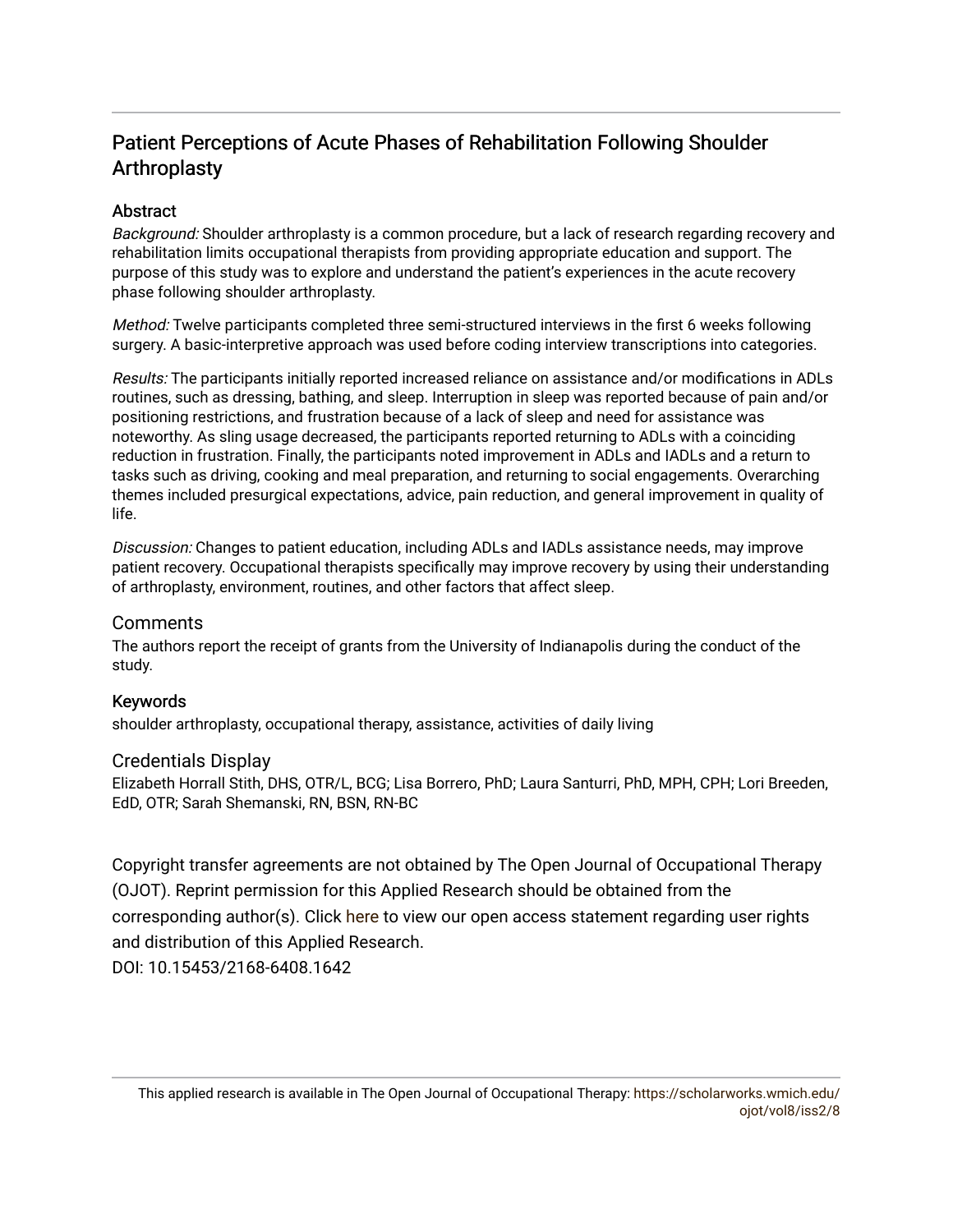# Patient Perceptions of Acute Phases of Rehabilitation Following Shoulder Arthroplasty

## Abstract

*Background:* Shoulder arthroplasty is a common procedure, but a lack of research regarding recovery and rehabilitation limits occupational therapists from providing appropriate education and support. The purpose of this study was to explore and understand the patient's experiences in the acute recovery phase following shoulder arthroplasty.

*Method:* Twelve participants completed three semi-structured interviews in the first 6 weeks following surgery. A basic-interpretive approach was used before coding interview transcriptions into categories.

*Results:* The participants initially reported increased reliance on assistance and/or modifications in ADLs routines, such as dressing, bathing, and sleep. Interruption in sleep was reported because of pain and/or positioning restrictions, and frustration because of a lack of sleep and need for assistance was noteworthy. As sling usage decreased, the participants reported returning to ADLs with a coinciding reduction in frustration. Finally, the participants noted improvement in ADLs and IADLs and a return to tasks such as driving, cooking and meal preparation, and returning to social engagements. Overarching themes included presurgical expectations, advice, pain reduction, and general improvement in quality of life.

*Discussion:* Changes to patient education, including ADLs and IADLs assistance needs, may improve patient recovery. Occupational therapists specifically may improve recovery by using their understanding of arthroplasty, environment, routines, and other factors that affect sleep.

## Comments

The authors report the receipt of grants from the University of Indianapolis during the conduct of the study.

## Keywords

shoulder arthroplasty, occupational therapy, assistance, activities of daily living

## Credentials Display

Elizabeth Horrall Stith, DHS, OTR/L, BCG; Lisa Borrero, PhD; Laura Santurri, PhD, MPH, CPH; Lori Breeden, EdD, OTR; Sarah Shemanski, RN, BSN, RN-BC

Copyright transfer agreements are not obtained by The Open Journal of Occupational Therapy (OJOT). Reprint permission for this Applied Research should be obtained from the corresponding author(s). Click here to view our open access statement regarding user rights and distribution of this Applied Research.

DOI: 10.15453/2168-6408.1642

This applied research is available in The Open Journal of Occupational Therapy: https://scholarworks.wmich.edu/ojot/vol8/iss2/8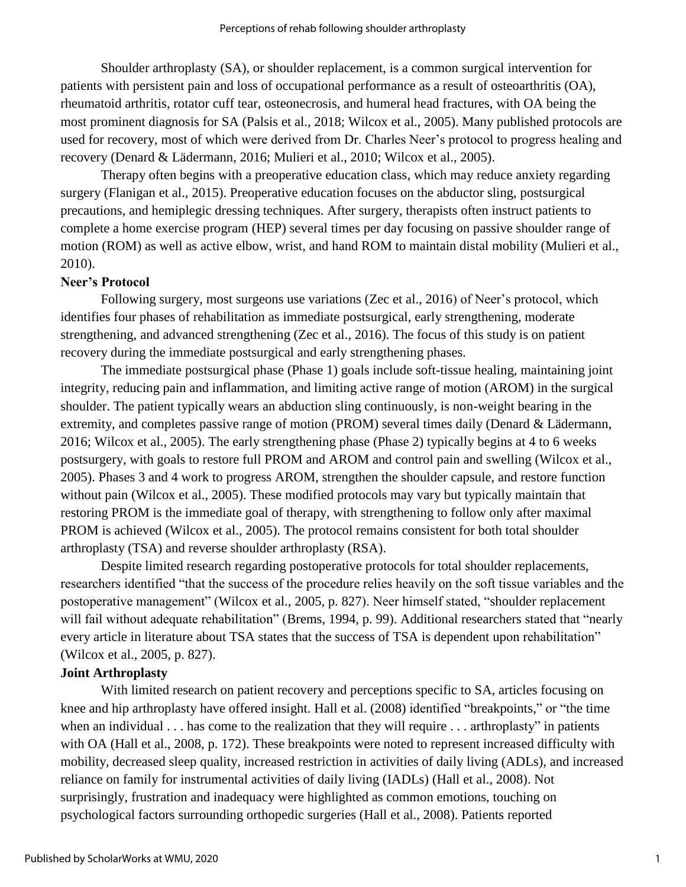Shoulder arthroplasty (SA), or shoulder replacement, is a common surgical intervention for patients with persistent pain and loss of occupational performance as a result of osteoarthritis (OA), rheumatoid arthritis, rotator cuff tear, osteonecrosis, and humeral head fractures, with OA being the most prominent diagnosis for SA (Palsis et al., 2018; Wilcox et al., 2005). Many published protocols are used for recovery, most of which were derived from Dr. Charles Neer's protocol to progress healing and recovery (Denard & Lädermann, 2016; Mulieri et al., 2010; Wilcox et al., 2005).

Therapy often begins with a preoperative education class, which may reduce anxiety regarding surgery (Flanigan et al., 2015). Preoperative education focuses on the abductor sling, postsurgical precautions, and hemiplegic dressing techniques. After surgery, therapists often instruct patients to complete a home exercise program (HEP) several times per day focusing on passive shoulder range of motion (ROM) as well as active elbow, wrist, and hand ROM to maintain distal mobility (Mulieri et al., 2010).

**Neer's Protocol**

Following surgery, most surgeons use variations (Zec et al., 2016) of Neer's protocol, which identifies four phases of rehabilitation as immediate postsurgical, early strengthening, moderate strengthening, and advanced strengthening (Zec et al., 2016). The focus of this study is on patient recovery during the immediate postsurgical and early strengthening phases.

The immediate postsurgical phase (Phase 1) goals include soft-tissue healing, maintaining joint integrity, reducing pain and inflammation, and limiting active range of motion (AROM) in the surgical shoulder. The patient typically wears an abduction sling continuously, is non-weight bearing in the extremity, and completes passive range of motion (PROM) several times daily (Denard & Lädermann, 2016; Wilcox et al., 2005). The early strengthening phase (Phase 2) typically begins at 4 to 6 weeks postsurgery, with goals to restore full PROM and AROM and control pain and swelling (Wilcox et al., 2005). Phases 3 and 4 work to progress AROM, strengthen the shoulder capsule, and restore function without pain (Wilcox et al., 2005). These modified protocols may vary but typically maintain that restoring PROM is the immediate goal of therapy, with strengthening to follow only after maximal PROM is achieved (Wilcox et al., 2005). The protocol remains consistent for both total shoulder arthroplasty (TSA) and reverse shoulder arthroplasty (RSA).

Despite limited research regarding postoperative protocols for total shoulder replacements, researchers identified "that the success of the procedure relies heavily on the soft tissue variables and the postoperative management" (Wilcox et al., 2005, p. 827). Neer himself stated, "shoulder replacement will fail without adequate rehabilitation" (Brems, 1994, p. 99). Additional researchers stated that "nearly every article in literature about TSA states that the success of TSA is dependent upon rehabilitation" (Wilcox et al., 2005, p. 827).

**Joint Arthroplasty**

With limited research on patient recovery and perceptions specific to SA, articles focusing on knee and hip arthroplasty have offered insight. Hall et al. (2008) identified "breakpoints," or "the time when an individual . . . has come to the realization that they will require . . . arthroplasty" in patients with OA (Hall et al., 2008, p. 172). These breakpoints were noted to represent increased difficulty with mobility, decreased sleep quality, increased restriction in activities of daily living (ADLs), and increased reliance on family for instrumental activities of daily living (IADLs) (Hall et al., 2008). Not surprisingly, frustration and inadequacy were highlighted as common emotions, touching on psychological factors surrounding orthopedic surgeries (Hall et al., 2008). Patients reported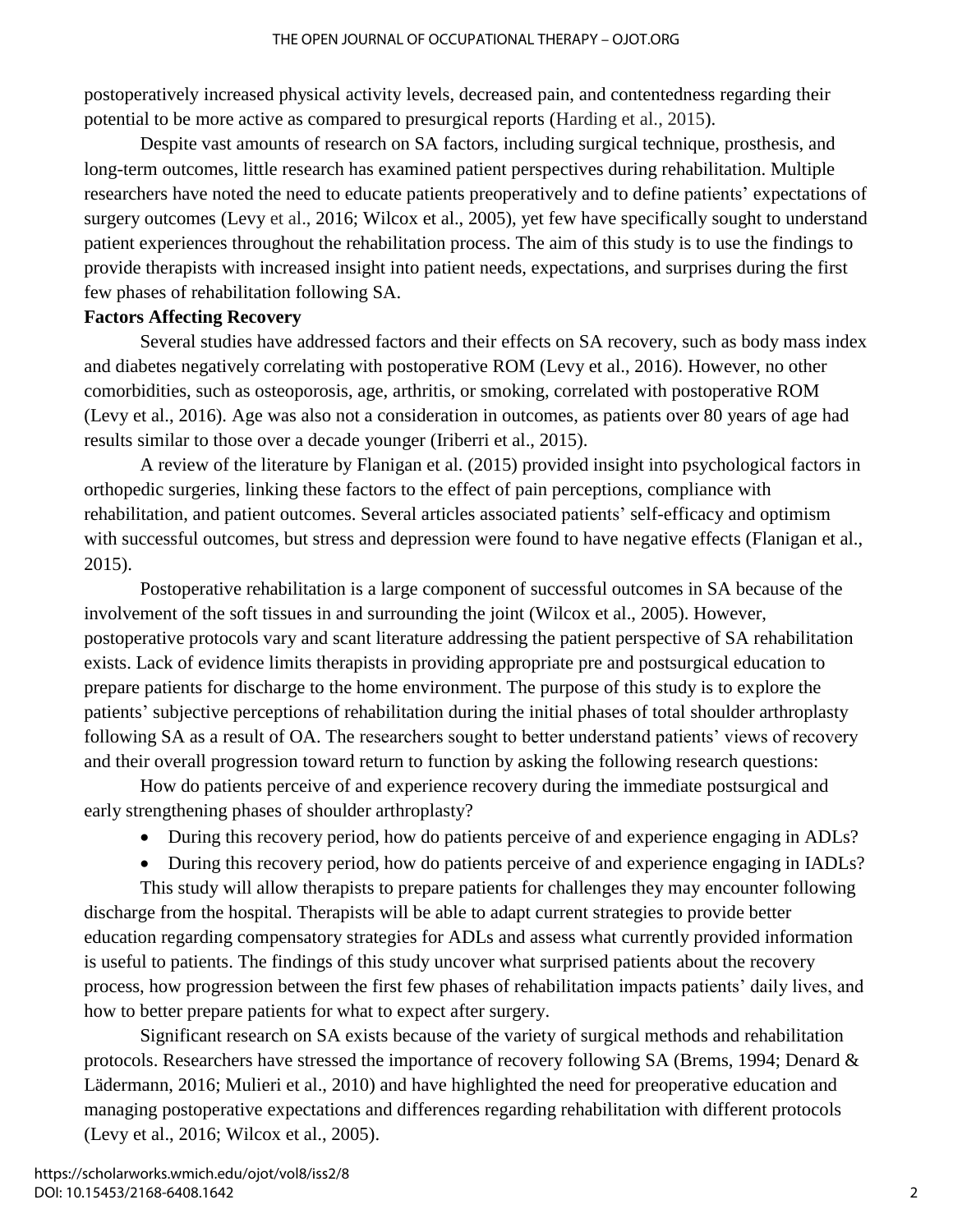postoperatively increased physical activity levels, decreased pain, and contentedness regarding their potential to be more active as compared to presurgical reports (Harding et al., 2015).

Despite vast amounts of research on SA factors, including surgical technique, prosthesis, and long-term outcomes, little research has examined patient perspectives during rehabilitation. Multiple researchers have noted the need to educate patients preoperatively and to define patients' expectations of surgery outcomes (Levy et al., 2016; Wilcox et al., 2005), yet few have specifically sought to understand patient experiences throughout the rehabilitation process. The aim of this study is to use the findings to provide therapists with increased insight into patient needs, expectations, and surprises during the first few phases of rehabilitation following SA.

**Factors Affecting Recovery**

Several studies have addressed factors and their effects on SA recovery, such as body mass index and diabetes negatively correlating with postoperative ROM (Levy et al., 2016). However, no other comorbidities, such as osteoporosis, age, arthritis, or smoking, correlated with postoperative ROM (Levy et al., 2016). Age was also not a consideration in outcomes, as patients over 80 years of age had results similar to those over a decade younger (Iriberri et al., 2015).

A review of the literature by Flanigan et al. (2015) provided insight into psychological factors in orthopedic surgeries, linking these factors to the effect of pain perceptions, compliance with rehabilitation, and patient outcomes. Several articles associated patients' self-efficacy and optimism with successful outcomes, but stress and depression were found to have negative effects (Flanigan et al., 2015).

Postoperative rehabilitation is a large component of successful outcomes in SA because of the involvement of the soft tissues in and surrounding the joint (Wilcox et al., 2005). However, postoperative protocols vary and scant literature addressing the patient perspective of SA rehabilitation exists. Lack of evidence limits therapists in providing appropriate pre and postsurgical education to prepare patients for discharge to the home environment. The purpose of this study is to explore the patients' subjective perceptions of rehabilitation during the initial phases of total shoulder arthroplasty following SA as a result of OA. The researchers sought to better understand patients' views of recovery and their overall progression toward return to function by asking the following research questions:

How do patients perceive of and experience recovery during the immediate postsurgical and early strengthening phases of shoulder arthroplasty?

- During this recovery period, how do patients perceive of and experience engaging in ADLs?
- During this recovery period, how do patients perceive of and experience engaging in IADLs?

This study will allow therapists to prepare patients for challenges they may encounter following discharge from the hospital. Therapists will be able to adapt current strategies to provide better education regarding compensatory strategies for ADLs and assess what currently provided information is useful to patients. The findings of this study uncover what surprised patients about the recovery process, how progression between the first few phases of rehabilitation impacts patients' daily lives, and how to better prepare patients for what to expect after surgery.

Significant research on SA exists because of the variety of surgical methods and rehabilitation protocols. Researchers have stressed the importance of recovery following SA (Brems, 1994; Denard & Lädermann, 2016; Mulieri et al., 2010) and have highlighted the need for preoperative education and managing postoperative expectations and differences regarding rehabilitation with different protocols (Levy et al., 2016; Wilcox et al., 2005).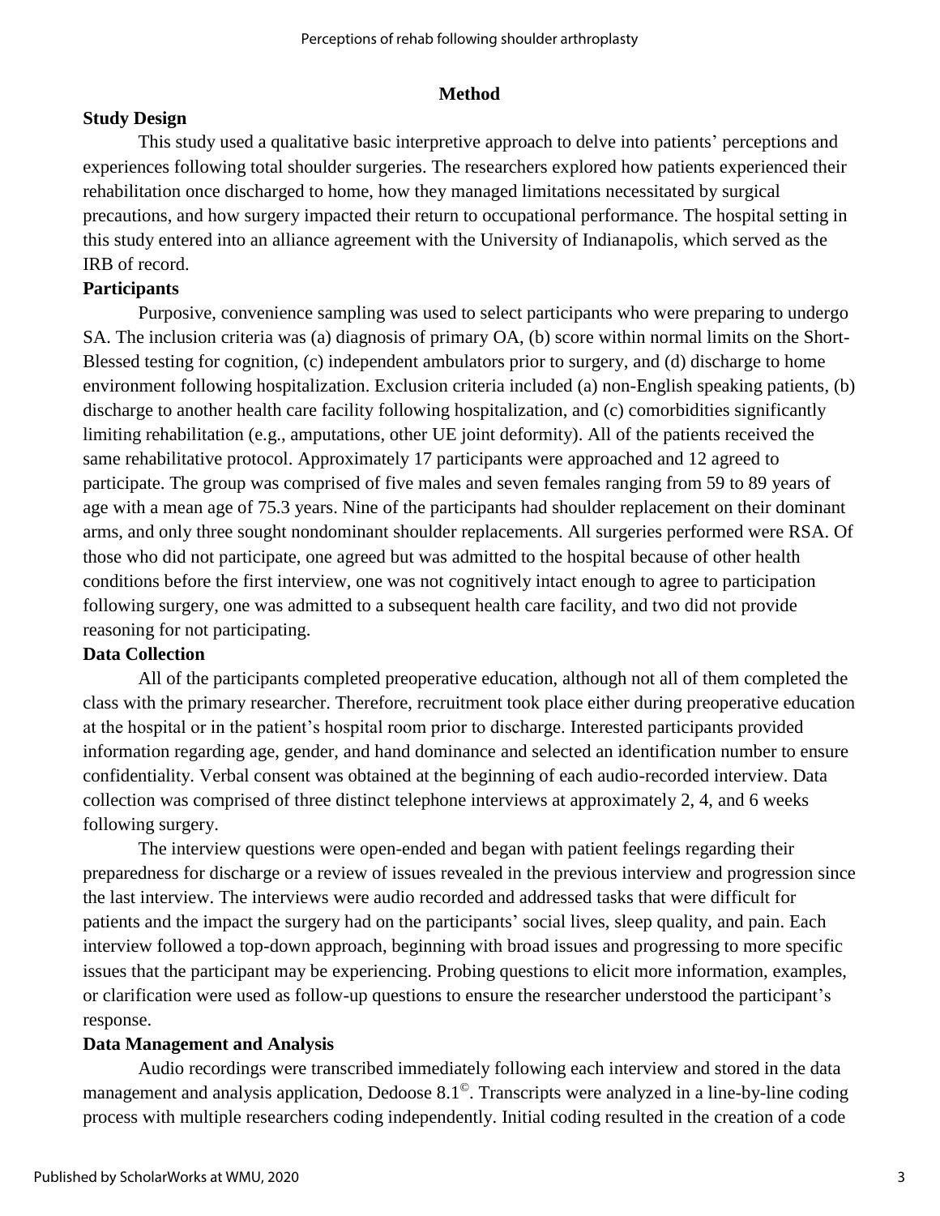# Method

## Study Design

This study used a qualitative basic interpretive approach to delve into patients' perceptions and experiences following total shoulder surgeries. The researchers explored how patients experienced their rehabilitation once discharged to home, how they managed limitations necessitated by surgical precautions, and how surgery impacted their return to occupational performance. The hospital setting in this study entered into an alliance agreement with the University of Indianapolis, which served as the IRB of record.

## Participants

Purposive, convenience sampling was used to select participants who were preparing to undergo SA. The inclusion criteria was (a) diagnosis of primary OA, (b) score within normal limits on the Short-Blessed testing for cognition, (c) independent ambulators prior to surgery, and (d) discharge to home environment following hospitalization. Exclusion criteria included (a) non-English speaking patients, (b) discharge to another health care facility following hospitalization, and (c) comorbidities significantly limiting rehabilitation (e.g., amputations, other UE joint deformity). All of the patients received the same rehabilitative protocol. Approximately 17 participants were approached and 12 agreed to participate. The group was comprised of five males and seven females ranging from 59 to 89 years of age with a mean age of 75.3 years. Nine of the participants had shoulder replacement on their dominant arms, and only three sought nondominant shoulder replacements. All surgeries performed were RSA. Of those who did not participate, one agreed but was admitted to the hospital because of other health conditions before the first interview, one was not cognitively intact enough to agree to participation following surgery, one was admitted to a subsequent health care facility, and two did not provide reasoning for not participating.

## Data Collection

All of the participants completed preoperative education, although not all of them completed the class with the primary researcher. Therefore, recruitment took place either during preoperative education at the hospital or in the patient's hospital room prior to discharge. Interested participants provided information regarding age, gender, and hand dominance and selected an identification number to ensure confidentiality. Verbal consent was obtained at the beginning of each audio-recorded interview. Data collection was comprised of three distinct telephone interviews at approximately 2, 4, and 6 weeks following surgery.

The interview questions were open-ended and began with patient feelings regarding their preparedness for discharge or a review of issues revealed in the previous interview and progression since the last interview. The interviews were audio recorded and addressed tasks that were difficult for patients and the impact the surgery had on the participants' social lives, sleep quality, and pain. Each interview followed a top-down approach, beginning with broad issues and progressing to more specific issues that the participant may be experiencing. Probing questions to elicit more information, examples, or clarification were used as follow-up questions to ensure the researcher understood the participant's response.

## Data Management and Analysis

Audio recordings were transcribed immediately following each interview and stored in the data management and analysis application, Dedoose 8.1©. Transcripts were analyzed in a line-by-line coding process with multiple researchers coding independently. Initial coding resulted in the creation of a code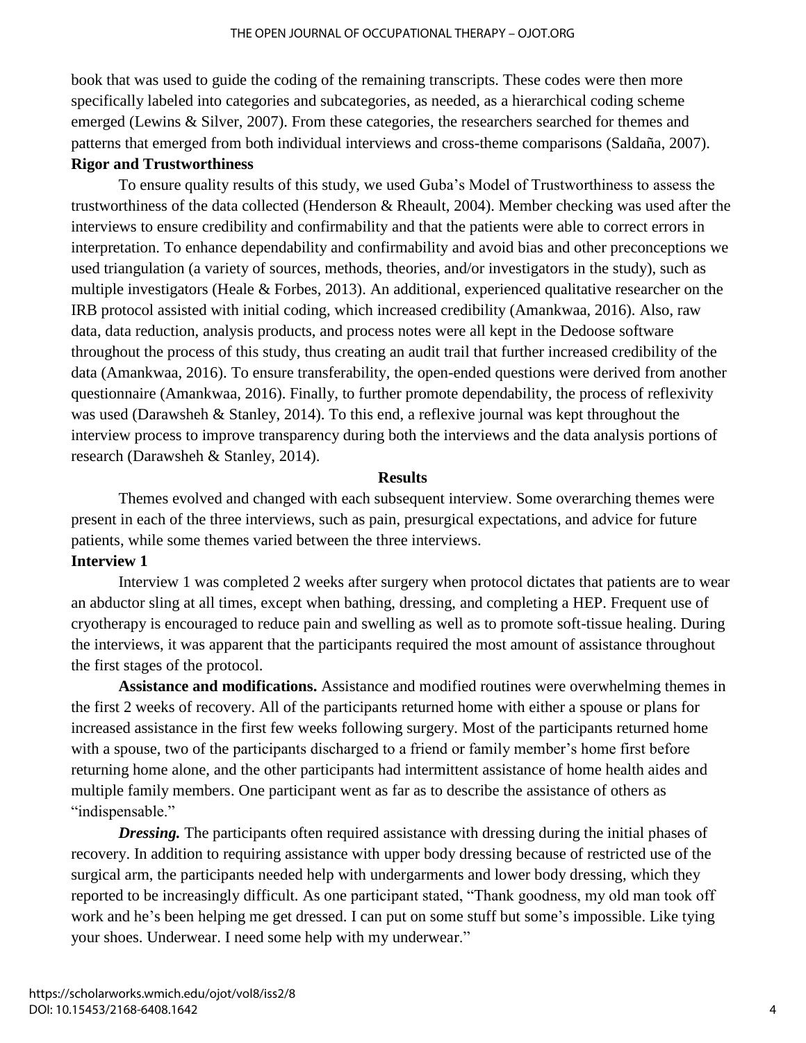book that was used to guide the coding of the remaining transcripts. These codes were then more specifically labeled into categories and subcategories, as needed, as a hierarchical coding scheme emerged (Lewins & Silver, 2007). From these categories, the researchers searched for themes and patterns that emerged from both individual interviews and cross-theme comparisons (Saldaña, 2007).

### Rigor and Trustworthiness

To ensure quality results of this study, we used Guba's Model of Trustworthiness to assess the trustworthiness of the data collected (Henderson & Rheault, 2004). Member checking was used after the interviews to ensure credibility and confirmability and that the patients were able to correct errors in interpretation. To enhance dependability and confirmability and avoid bias and other preconceptions we used triangulation (a variety of sources, methods, theories, and/or investigators in the study), such as multiple investigators (Heale & Forbes, 2013). An additional, experienced qualitative researcher on the IRB protocol assisted with initial coding, which increased credibility (Amankwaa, 2016). Also, raw data, data reduction, analysis products, and process notes were all kept in the Dedoose software throughout the process of this study, thus creating an audit trail that further increased credibility of the data (Amankwaa, 2016). To ensure transferability, the open-ended questions were derived from another questionnaire (Amankwaa, 2016). Finally, to further promote dependability, the process of reflexivity was used (Darawsheh & Stanley, 2014). To this end, a reflexive journal was kept throughout the interview process to improve transparency during both the interviews and the data analysis portions of research (Darawsheh & Stanley, 2014).

## Results

Themes evolved and changed with each subsequent interview. Some overarching themes were present in each of the three interviews, such as pain, presurgical expectations, and advice for future patients, while some themes varied between the three interviews.

### Interview 1

Interview 1 was completed 2 weeks after surgery when protocol dictates that patients are to wear an abductor sling at all times, except when bathing, dressing, and completing a HEP. Frequent use of cryotherapy is encouraged to reduce pain and swelling as well as to promote soft-tissue healing. During the interviews, it was apparent that the participants required the most amount of assistance throughout the first stages of the protocol.

**Assistance and modifications.** Assistance and modified routines were overwhelming themes in the first 2 weeks of recovery. All of the participants returned home with either a spouse or plans for increased assistance in the first few weeks following surgery. Most of the participants returned home with a spouse, two of the participants discharged to a friend or family member's home first before returning home alone, and the other participants had intermittent assistance of home health aides and multiple family members. One participant went as far as to describe the assistance of others as "indispensable."

***Dressing.*** The participants often required assistance with dressing during the initial phases of recovery. In addition to requiring assistance with upper body dressing because of restricted use of the surgical arm, the participants needed help with undergarments and lower body dressing, which they reported to be increasingly difficult. As one participant stated, "Thank goodness, my old man took off work and he's been helping me get dressed. I can put on some stuff but some's impossible. Like tying your shoes. Underwear. I need some help with my underwear."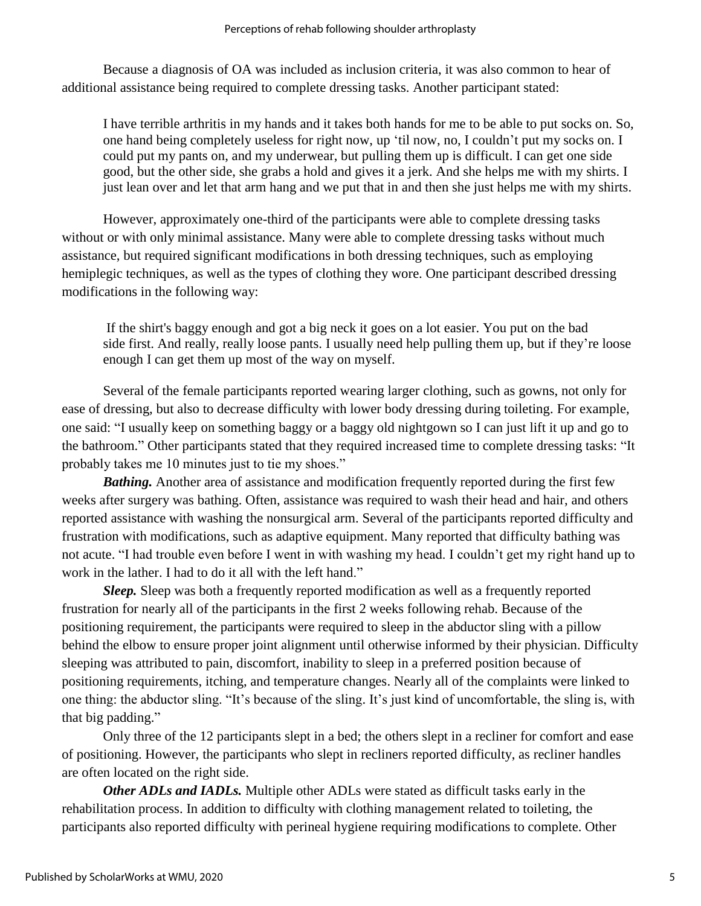Because a diagnosis of OA was included as inclusion criteria, it was also common to hear of additional assistance being required to complete dressing tasks. Another participant stated:

> I have terrible arthritis in my hands and it takes both hands for me to be able to put socks on. So, one hand being completely useless for right now, up 'til now, no, I couldn't put my socks on. I could put my pants on, and my underwear, but pulling them up is difficult. I can get one side good, but the other side, she grabs a hold and gives it a jerk. And she helps me with my shirts. I just lean over and let that arm hang and we put that in and then she just helps me with my shirts.

However, approximately one-third of the participants were able to complete dressing tasks without or with only minimal assistance. Many were able to complete dressing tasks without much assistance, but required significant modifications in both dressing techniques, such as employing hemiplegic techniques, as well as the types of clothing they wore. One participant described dressing modifications in the following way:

> If the shirt's baggy enough and got a big neck it goes on a lot easier. You put on the bad side first. And really, really loose pants. I usually need help pulling them up, but if they're loose enough I can get them up most of the way on myself.

Several of the female participants reported wearing larger clothing, such as gowns, not only for ease of dressing, but also to decrease difficulty with lower body dressing during toileting. For example, one said: "I usually keep on something baggy or a baggy old nightgown so I can just lift it up and go to the bathroom." Other participants stated that they required increased time to complete dressing tasks: "It probably takes me 10 minutes just to tie my shoes."

***Bathing.*** Another area of assistance and modification frequently reported during the first few weeks after surgery was bathing. Often, assistance was required to wash their head and hair, and others reported assistance with washing the nonsurgical arm. Several of the participants reported difficulty and frustration with modifications, such as adaptive equipment. Many reported that difficulty bathing was not acute. "I had trouble even before I went in with washing my head. I couldn't get my right hand up to work in the lather. I had to do it all with the left hand."

***Sleep.*** Sleep was both a frequently reported modification as well as a frequently reported frustration for nearly all of the participants in the first 2 weeks following rehab. Because of the positioning requirement, the participants were required to sleep in the abductor sling with a pillow behind the elbow to ensure proper joint alignment until otherwise informed by their physician. Difficulty sleeping was attributed to pain, discomfort, inability to sleep in a preferred position because of positioning requirements, itching, and temperature changes. Nearly all of the complaints were linked to one thing: the abductor sling. "It's because of the sling. It's just kind of uncomfortable, the sling is, with that big padding."

Only three of the 12 participants slept in a bed; the others slept in a recliner for comfort and ease of positioning. However, the participants who slept in recliners reported difficulty, as recliner handles are often located on the right side.

***Other ADLs and IADLs.*** Multiple other ADLs were stated as difficult tasks early in the rehabilitation process. In addition to difficulty with clothing management related to toileting, the participants also reported difficulty with perineal hygiene requiring modifications to complete. Other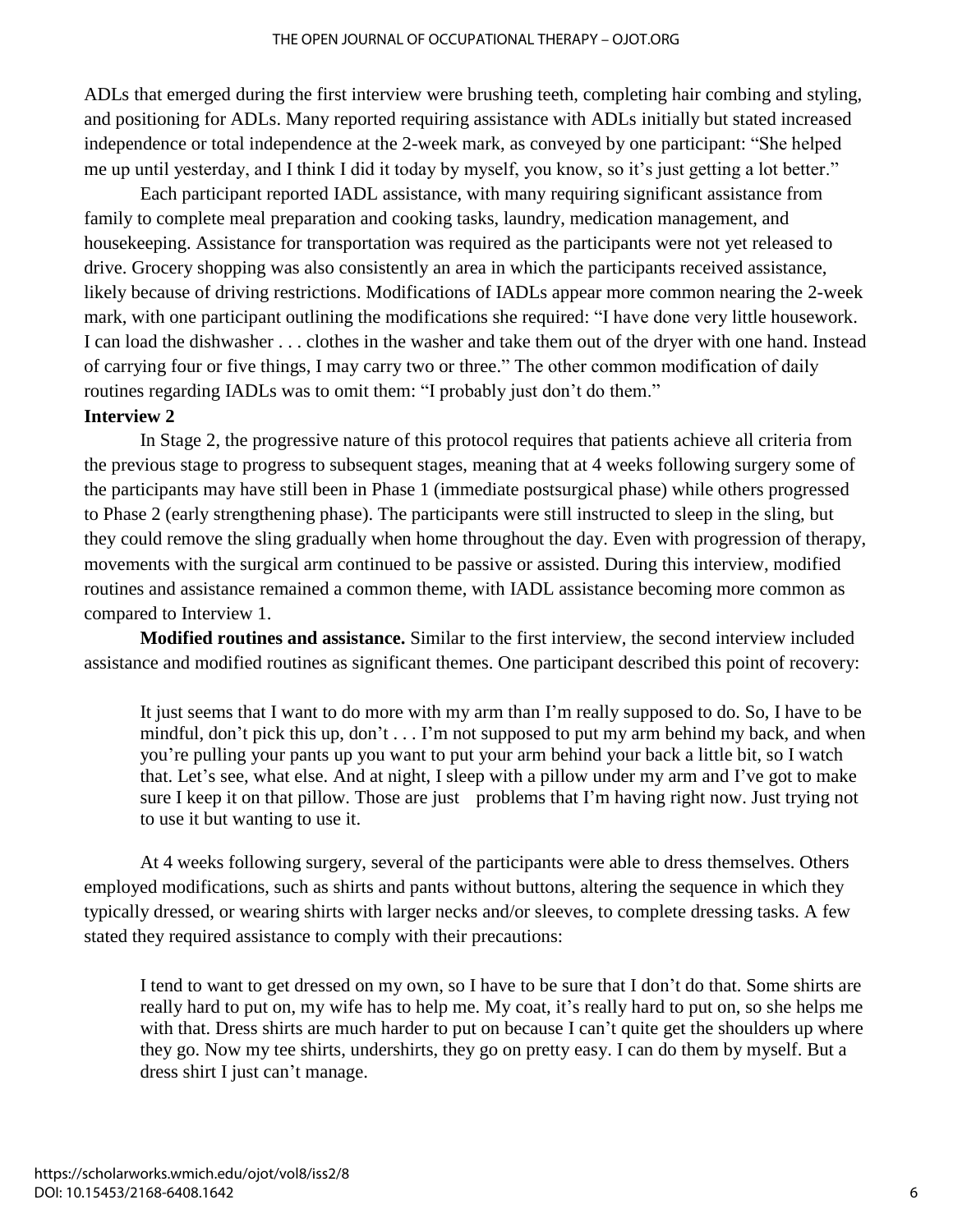ADLs that emerged during the first interview were brushing teeth, completing hair combing and styling, and positioning for ADLs. Many reported requiring assistance with ADLs initially but stated increased independence or total independence at the 2-week mark, as conveyed by one participant: “She helped me up until yesterday, and I think I did it today by myself, you know, so it’s just getting a lot better.”

Each participant reported IADL assistance, with many requiring significant assistance from family to complete meal preparation and cooking tasks, laundry, medication management, and housekeeping. Assistance for transportation was required as the participants were not yet released to drive. Grocery shopping was also consistently an area in which the participants received assistance, likely because of driving restrictions. Modifications of IADLs appear more common nearing the 2-week mark, with one participant outlining the modifications she required: “I have done very little housework. I can load the dishwasher . . . clothes in the washer and take them out of the dryer with one hand. Instead of carrying four or five things, I may carry two or three.” The other common modification of daily routines regarding IADLs was to omit them: “I probably just don’t do them.”

**Interview 2**

In Stage 2, the progressive nature of this protocol requires that patients achieve all criteria from the previous stage to progress to subsequent stages, meaning that at 4 weeks following surgery some of the participants may have still been in Phase 1 (immediate postsurgical phase) while others progressed to Phase 2 (early strengthening phase). The participants were still instructed to sleep in the sling, but they could remove the sling gradually when home throughout the day. Even with progression of therapy, movements with the surgical arm continued to be passive or assisted. During this interview, modified routines and assistance remained a common theme, with IADL assistance becoming more common as compared to Interview 1.

**Modified routines and assistance.** Similar to the first interview, the second interview included assistance and modified routines as significant themes. One participant described this point of recovery:

> It just seems that I want to do more with my arm than I’m really supposed to do. So, I have to be mindful, don’t pick this up, don’t . . . I’m not supposed to put my arm behind my back, and when you’re pulling your pants up you want to put your arm behind your back a little bit, so I watch that. Let’s see, what else. And at night, I sleep with a pillow under my arm and I’ve got to make sure I keep it on that pillow. Those are just problems that I’m having right now. Just trying not to use it but wanting to use it.

At 4 weeks following surgery, several of the participants were able to dress themselves. Others employed modifications, such as shirts and pants without buttons, altering the sequence in which they typically dressed, or wearing shirts with larger necks and/or sleeves, to complete dressing tasks. A few stated they required assistance to comply with their precautions:

> I tend to want to get dressed on my own, so I have to be sure that I don’t do that. Some shirts are really hard to put on, my wife has to help me. My coat, it’s really hard to put on, so she helps me with that. Dress shirts are much harder to put on because I can’t quite get the shoulders up where they go. Now my tee shirts, undershirts, they go on pretty easy. I can do them by myself. But a dress shirt I just can’t manage.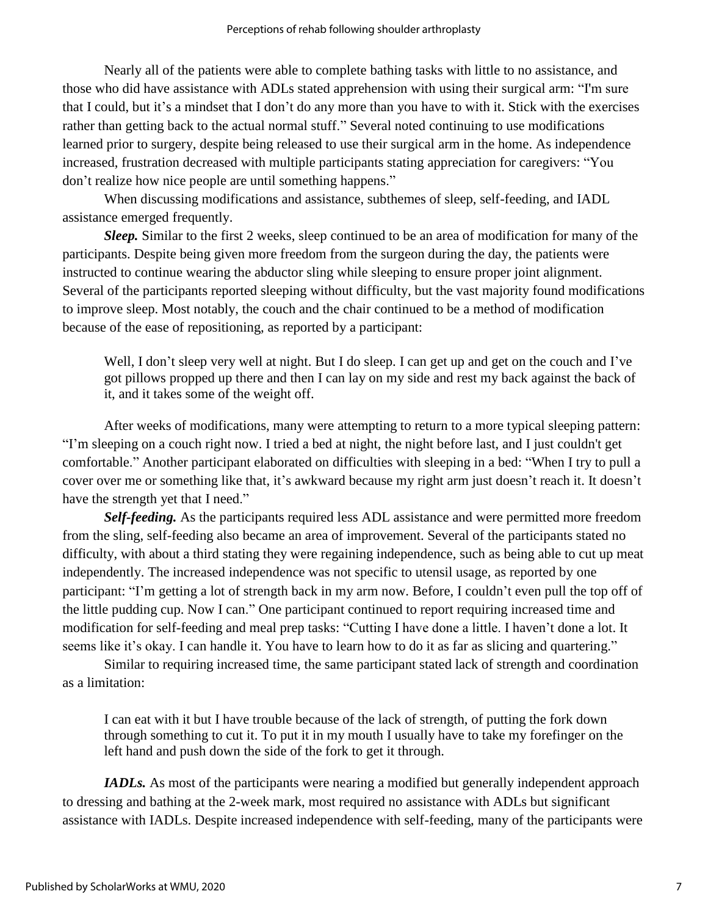Nearly all of the patients were able to complete bathing tasks with little to no assistance, and those who did have assistance with ADLs stated apprehension with using their surgical arm: "I'm sure that I could, but it's a mindset that I don't do any more than you have to with it. Stick with the exercises rather than getting back to the actual normal stuff." Several noted continuing to use modifications learned prior to surgery, despite being released to use their surgical arm in the home. As independence increased, frustration decreased with multiple participants stating appreciation for caregivers: "You don't realize how nice people are until something happens."

When discussing modifications and assistance, subthemes of sleep, self-feeding, and IADL assistance emerged frequently.

***Sleep.*** Similar to the first 2 weeks, sleep continued to be an area of modification for many of the participants. Despite being given more freedom from the surgeon during the day, the patients were instructed to continue wearing the abductor sling while sleeping to ensure proper joint alignment. Several of the participants reported sleeping without difficulty, but the vast majority found modifications to improve sleep. Most notably, the couch and the chair continued to be a method of modification because of the ease of repositioning, as reported by a participant:

> Well, I don't sleep very well at night. But I do sleep. I can get up and get on the couch and I've got pillows propped up there and then I can lay on my side and rest my back against the back of it, and it takes some of the weight off.

After weeks of modifications, many were attempting to return to a more typical sleeping pattern: "I'm sleeping on a couch right now. I tried a bed at night, the night before last, and I just couldn't get comfortable." Another participant elaborated on difficulties with sleeping in a bed: "When I try to pull a cover over me or something like that, it's awkward because my right arm just doesn't reach it. It doesn't have the strength yet that I need."

***Self-feeding.*** As the participants required less ADL assistance and were permitted more freedom from the sling, self-feeding also became an area of improvement. Several of the participants stated no difficulty, with about a third stating they were regaining independence, such as being able to cut up meat independently. The increased independence was not specific to utensil usage, as reported by one participant: "I'm getting a lot of strength back in my arm now. Before, I couldn't even pull the top off of the little pudding cup. Now I can." One participant continued to report requiring increased time and modification for self-feeding and meal prep tasks: "Cutting I have done a little. I haven't done a lot. It seems like it's okay. I can handle it. You have to learn how to do it as far as slicing and quartering."

Similar to requiring increased time, the same participant stated lack of strength and coordination as a limitation:

> I can eat with it but I have trouble because of the lack of strength, of putting the fork down through something to cut it. To put it in my mouth I usually have to take my forefinger on the left hand and push down the side of the fork to get it through.

***IADLs.*** As most of the participants were nearing a modified but generally independent approach to dressing and bathing at the 2-week mark, most required no assistance with ADLs but significant assistance with IADLs. Despite increased independence with self-feeding, many of the participants were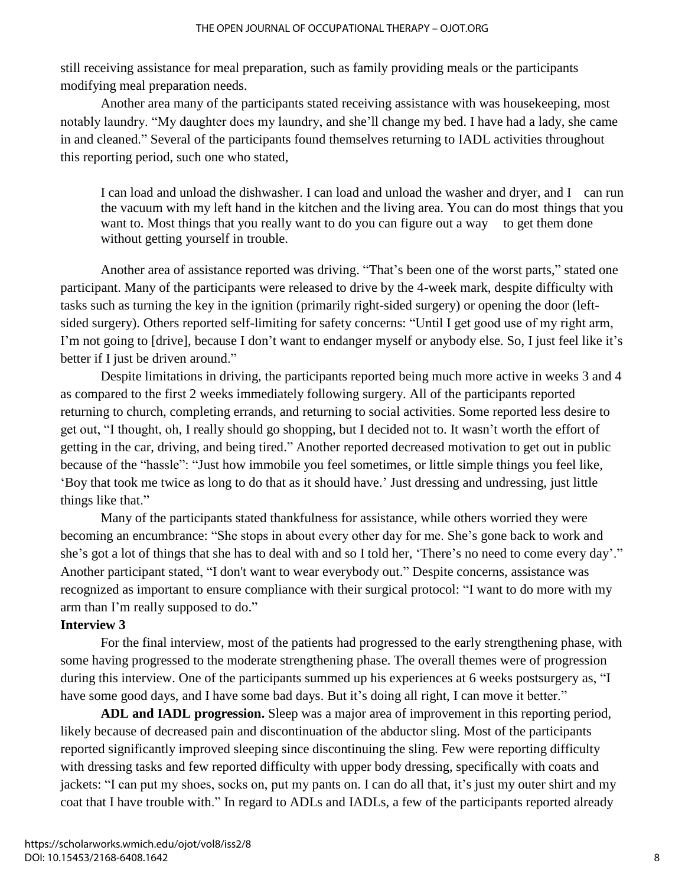still receiving assistance for meal preparation, such as family providing meals or the participants modifying meal preparation needs.

Another area many of the participants stated receiving assistance with was housekeeping, most notably laundry. "My daughter does my laundry, and she'll change my bed. I have had a lady, she came in and cleaned." Several of the participants found themselves returning to IADL activities throughout this reporting period, such one who stated,

> I can load and unload the dishwasher. I can load and unload the washer and dryer, and I can run the vacuum with my left hand in the kitchen and the living area. You can do most things that you want to. Most things that you really want to do you can figure out a way to get them done without getting yourself in trouble.

Another area of assistance reported was driving. "That's been one of the worst parts," stated one participant. Many of the participants were released to drive by the 4-week mark, despite difficulty with tasks such as turning the key in the ignition (primarily right-sided surgery) or opening the door (left-sided surgery). Others reported self-limiting for safety concerns: "Until I get good use of my right arm, I'm not going to [drive], because I don't want to endanger myself or anybody else. So, I just feel like it's better if I just be driven around."

Despite limitations in driving, the participants reported being much more active in weeks 3 and 4 as compared to the first 2 weeks immediately following surgery. All of the participants reported returning to church, completing errands, and returning to social activities. Some reported less desire to get out, "I thought, oh, I really should go shopping, but I decided not to. It wasn't worth the effort of getting in the car, driving, and being tired." Another reported decreased motivation to get out in public because of the "hassle": "Just how immobile you feel sometimes, or little simple things you feel like, 'Boy that took me twice as long to do that as it should have.' Just dressing and undressing, just little things like that."

Many of the participants stated thankfulness for assistance, while others worried they were becoming an encumbrance: "She stops in about every other day for me. She's gone back to work and she's got a lot of things that she has to deal with and so I told her, 'There's no need to come every day'." Another participant stated, "I don't want to wear everybody out." Despite concerns, assistance was recognized as important to ensure compliance with their surgical protocol: "I want to do more with my arm than I'm really supposed to do."

**Interview 3**

For the final interview, most of the patients had progressed to the early strengthening phase, with some having progressed to the moderate strengthening phase. The overall themes were of progression during this interview. One of the participants summed up his experiences at 6 weeks postsurgery as, "I have some good days, and I have some bad days. But it's doing all right, I can move it better."

**ADL and IADL progression.** Sleep was a major area of improvement in this reporting period, likely because of decreased pain and discontinuation of the abductor sling. Most of the participants reported significantly improved sleeping since discontinuing the sling. Few were reporting difficulty with dressing tasks and few reported difficulty with upper body dressing, specifically with coats and jackets: "I can put my shoes, socks on, put my pants on. I can do all that, it's just my outer shirt and my coat that I have trouble with." In regard to ADLs and IADLs, a few of the participants reported already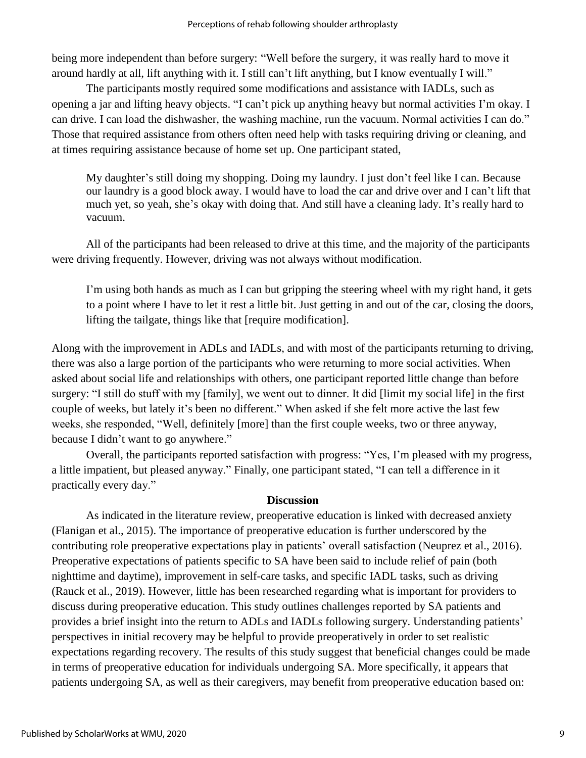being more independent than before surgery: "Well before the surgery, it was really hard to move it around hardly at all, lift anything with it. I still can't lift anything, but I know eventually I will."

The participants mostly required some modifications and assistance with IADLs, such as opening a jar and lifting heavy objects. "I can't pick up anything heavy but normal activities I'm okay. I can drive. I can load the dishwasher, the washing machine, run the vacuum. Normal activities I can do." Those that required assistance from others often need help with tasks requiring driving or cleaning, and at times requiring assistance because of home set up. One participant stated,

> My daughter's still doing my shopping. Doing my laundry. I just don't feel like I can. Because our laundry is a good block away. I would have to load the car and drive over and I can't lift that much yet, so yeah, she's okay with doing that. And still have a cleaning lady. It's really hard to vacuum.

All of the participants had been released to drive at this time, and the majority of the participants were driving frequently. However, driving was not always without modification.

> I'm using both hands as much as I can but gripping the steering wheel with my right hand, it gets to a point where I have to let it rest a little bit. Just getting in and out of the car, closing the doors, lifting the tailgate, things like that [require modification].

Along with the improvement in ADLs and IADLs, and with most of the participants returning to driving, there was also a large portion of the participants who were returning to more social activities. When asked about social life and relationships with others, one participant reported little change than before surgery: "I still do stuff with my [family], we went out to dinner. It did [limit my social life] in the first couple of weeks, but lately it's been no different." When asked if she felt more active the last few weeks, she responded, "Well, definitely [more] than the first couple weeks, two or three anyway, because I didn't want to go anywhere."

Overall, the participants reported satisfaction with progress: "Yes, I'm pleased with my progress, a little impatient, but pleased anyway." Finally, one participant stated, "I can tell a difference in it practically every day."

## Discussion

As indicated in the literature review, preoperative education is linked with decreased anxiety (Flanigan et al., 2015). The importance of preoperative education is further underscored by the contributing role preoperative expectations play in patients' overall satisfaction (Neuprez et al., 2016). Preoperative expectations of patients specific to SA have been said to include relief of pain (both nighttime and daytime), improvement in self-care tasks, and specific IADL tasks, such as driving (Rauck et al., 2019). However, little has been researched regarding what is important for providers to discuss during preoperative education. This study outlines challenges reported by SA patients and provides a brief insight into the return to ADLs and IADLs following surgery. Understanding patients' perspectives in initial recovery may be helpful to provide preoperatively in order to set realistic expectations regarding recovery. The results of this study suggest that beneficial changes could be made in terms of preoperative education for individuals undergoing SA. More specifically, it appears that patients undergoing SA, as well as their caregivers, may benefit from preoperative education based on: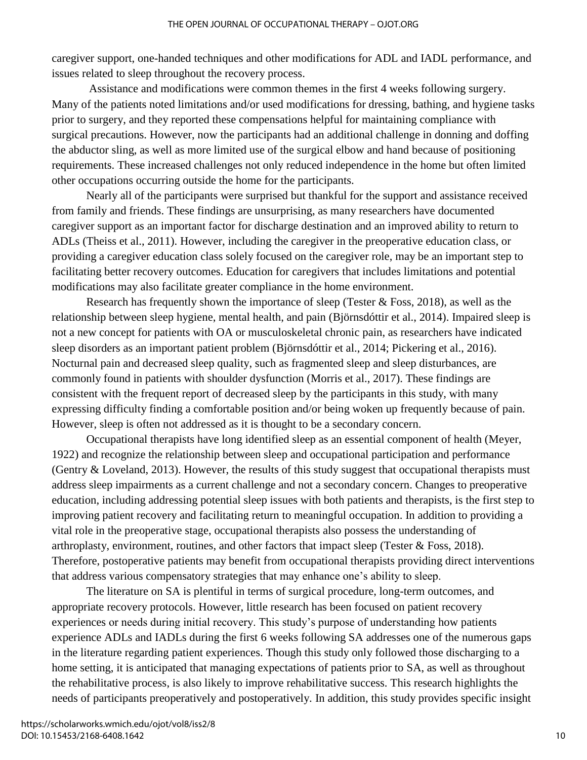caregiver support, one-handed techniques and other modifications for ADL and IADL performance, and issues related to sleep throughout the recovery process.

Assistance and modifications were common themes in the first 4 weeks following surgery. Many of the patients noted limitations and/or used modifications for dressing, bathing, and hygiene tasks prior to surgery, and they reported these compensations helpful for maintaining compliance with surgical precautions. However, now the participants had an additional challenge in donning and doffing the abductor sling, as well as more limited use of the surgical elbow and hand because of positioning requirements. These increased challenges not only reduced independence in the home but often limited other occupations occurring outside the home for the participants.

Nearly all of the participants were surprised but thankful for the support and assistance received from family and friends. These findings are unsurprising, as many researchers have documented caregiver support as an important factor for discharge destination and an improved ability to return to ADLs (Theiss et al., 2011). However, including the caregiver in the preoperative education class, or providing a caregiver education class solely focused on the caregiver role, may be an important step to facilitating better recovery outcomes. Education for caregivers that includes limitations and potential modifications may also facilitate greater compliance in the home environment.

Research has frequently shown the importance of sleep (Tester & Foss, 2018), as well as the relationship between sleep hygiene, mental health, and pain (Björnsdóttir et al., 2014). Impaired sleep is not a new concept for patients with OA or musculoskeletal chronic pain, as researchers have indicated sleep disorders as an important patient problem (Björnsdóttir et al., 2014; Pickering et al., 2016). Nocturnal pain and decreased sleep quality, such as fragmented sleep and sleep disturbances, are commonly found in patients with shoulder dysfunction (Morris et al., 2017). These findings are consistent with the frequent report of decreased sleep by the participants in this study, with many expressing difficulty finding a comfortable position and/or being woken up frequently because of pain. However, sleep is often not addressed as it is thought to be a secondary concern.

Occupational therapists have long identified sleep as an essential component of health (Meyer, 1922) and recognize the relationship between sleep and occupational participation and performance (Gentry & Loveland, 2013). However, the results of this study suggest that occupational therapists must address sleep impairments as a current challenge and not a secondary concern. Changes to preoperative education, including addressing potential sleep issues with both patients and therapists, is the first step to improving patient recovery and facilitating return to meaningful occupation. In addition to providing a vital role in the preoperative stage, occupational therapists also possess the understanding of arthroplasty, environment, routines, and other factors that impact sleep (Tester & Foss, 2018). Therefore, postoperative patients may benefit from occupational therapists providing direct interventions that address various compensatory strategies that may enhance one's ability to sleep.

The literature on SA is plentiful in terms of surgical procedure, long-term outcomes, and appropriate recovery protocols. However, little research has been focused on patient recovery experiences or needs during initial recovery. This study's purpose of understanding how patients experience ADLs and IADLs during the first 6 weeks following SA addresses one of the numerous gaps in the literature regarding patient experiences. Though this study only followed those discharging to a home setting, it is anticipated that managing expectations of patients prior to SA, as well as throughout the rehabilitative process, is also likely to improve rehabilitative success. This research highlights the needs of participants preoperatively and postoperatively. In addition, this study provides specific insight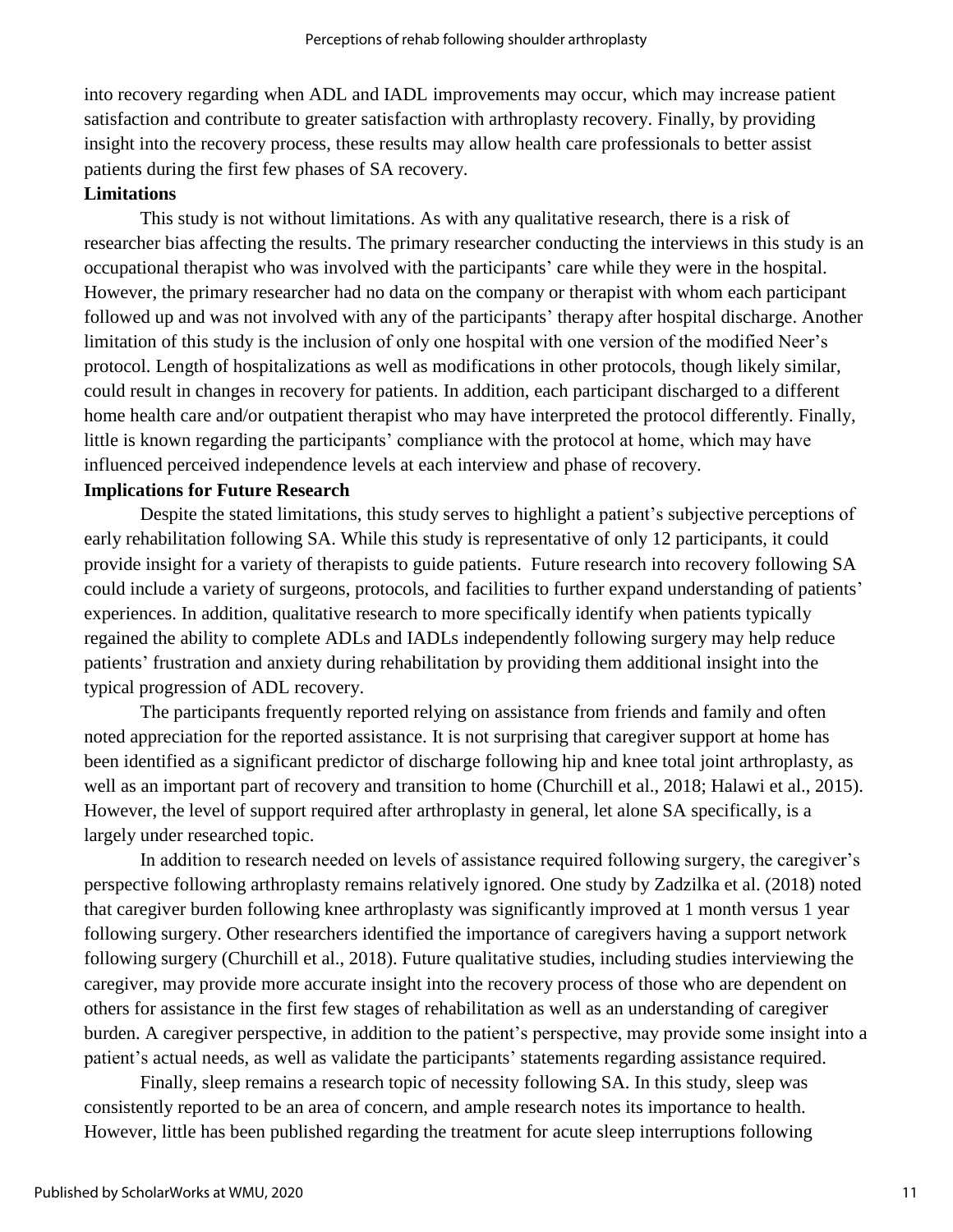into recovery regarding when ADL and IADL improvements may occur, which may increase patient satisfaction and contribute to greater satisfaction with arthroplasty recovery. Finally, by providing insight into the recovery process, these results may allow health care professionals to better assist patients during the first few phases of SA recovery.

**Limitations**

This study is not without limitations. As with any qualitative research, there is a risk of researcher bias affecting the results. The primary researcher conducting the interviews in this study is an occupational therapist who was involved with the participants' care while they were in the hospital. However, the primary researcher had no data on the company or therapist with whom each participant followed up and was not involved with any of the participants' therapy after hospital discharge. Another limitation of this study is the inclusion of only one hospital with one version of the modified Neer's protocol. Length of hospitalizations as well as modifications in other protocols, though likely similar, could result in changes in recovery for patients. In addition, each participant discharged to a different home health care and/or outpatient therapist who may have interpreted the protocol differently. Finally, little is known regarding the participants' compliance with the protocol at home, which may have influenced perceived independence levels at each interview and phase of recovery.

**Implications for Future Research**

Despite the stated limitations, this study serves to highlight a patient's subjective perceptions of early rehabilitation following SA. While this study is representative of only 12 participants, it could provide insight for a variety of therapists to guide patients. Future research into recovery following SA could include a variety of surgeons, protocols, and facilities to further expand understanding of patients' experiences. In addition, qualitative research to more specifically identify when patients typically regained the ability to complete ADLs and IADLs independently following surgery may help reduce patients' frustration and anxiety during rehabilitation by providing them additional insight into the typical progression of ADL recovery.

The participants frequently reported relying on assistance from friends and family and often noted appreciation for the reported assistance. It is not surprising that caregiver support at home has been identified as a significant predictor of discharge following hip and knee total joint arthroplasty, as well as an important part of recovery and transition to home (Churchill et al., 2018; Halawi et al., 2015). However, the level of support required after arthroplasty in general, let alone SA specifically, is a largely under researched topic.

In addition to research needed on levels of assistance required following surgery, the caregiver's perspective following arthroplasty remains relatively ignored. One study by Zadzilka et al. (2018) noted that caregiver burden following knee arthroplasty was significantly improved at 1 month versus 1 year following surgery. Other researchers identified the importance of caregivers having a support network following surgery (Churchill et al., 2018). Future qualitative studies, including studies interviewing the caregiver, may provide more accurate insight into the recovery process of those who are dependent on others for assistance in the first few stages of rehabilitation as well as an understanding of caregiver burden. A caregiver perspective, in addition to the patient's perspective, may provide some insight into a patient's actual needs, as well as validate the participants' statements regarding assistance required.

Finally, sleep remains a research topic of necessity following SA. In this study, sleep was consistently reported to be an area of concern, and ample research notes its importance to health. However, little has been published regarding the treatment for acute sleep interruptions following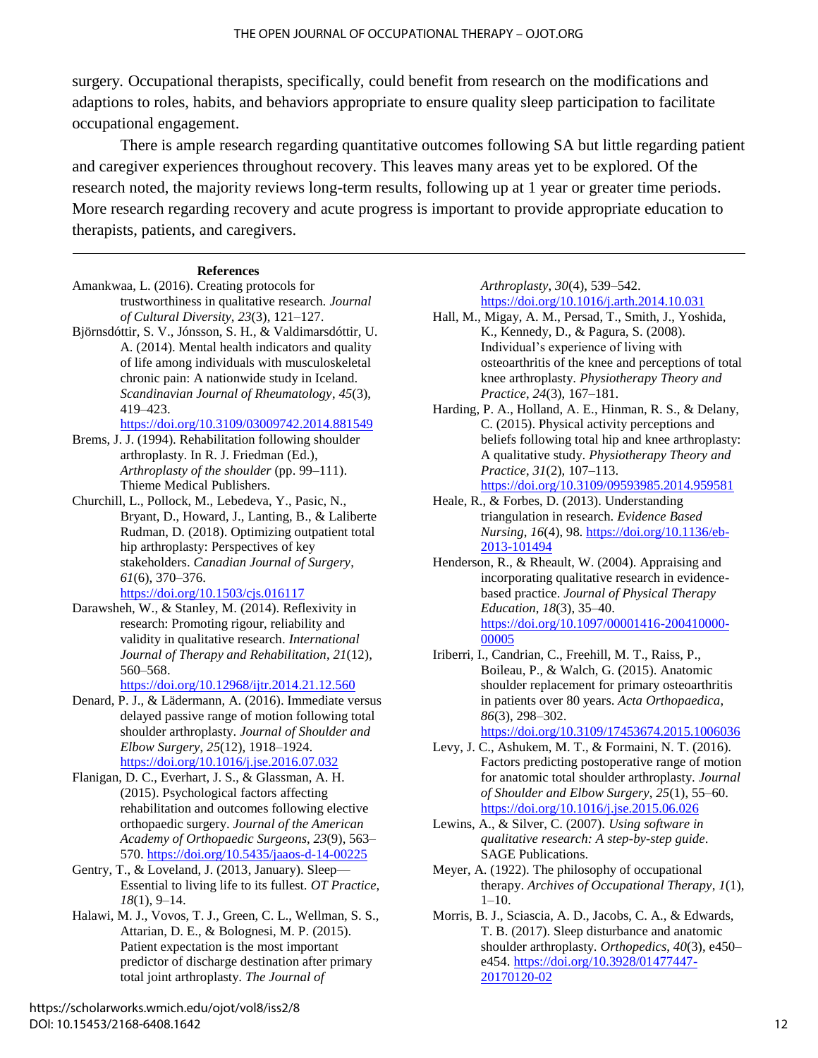surgery. Occupational therapists, specifically, could benefit from research on the modifications and adaptions to roles, habits, and behaviors appropriate to ensure quality sleep participation to facilitate occupational engagement.

There is ample research regarding quantitative outcomes following SA but little regarding patient and caregiver experiences throughout recovery. This leaves many areas yet to be explored. Of the research noted, the majority reviews long-term results, following up at 1 year or greater time periods. More research regarding recovery and acute progress is important to provide appropriate education to therapists, patients, and caregivers.

---

**References**

Amankwaa, L. (2016). Creating protocols for trustworthiness in qualitative research. *Journal of Cultural Diversity*, *23*(3), 121–127.

Björnsdóttir, S. V., Jónsson, S. H., & Valdimarsdóttir, U. A. (2014). Mental health indicators and quality of life among individuals with musculoskeletal chronic pain: A nationwide study in Iceland. *Scandinavian Journal of Rheumatology*, *45*(3), 419–423. https://doi.org/10.3109/03009742.2014.881549

Brems, J. J. (1994). Rehabilitation following shoulder arthroplasty. In R. J. Friedman (Ed.), *Arthroplasty of the shoulder* (pp. 99–111). Thieme Medical Publishers.

Churchill, L., Pollock, M., Lebedeva, Y., Pasic, N., Bryant, D., Howard, J., Lanting, B., & Laliberte Rudman, D. (2018). Optimizing outpatient total hip arthroplasty: Perspectives of key stakeholders. *Canadian Journal of Surgery*, *61*(6), 370–376. https://doi.org/10.1503/cjs.016117

Darawsheh, W., & Stanley, M. (2014). Reflexivity in research: Promoting rigour, reliability and validity in qualitative research. *International Journal of Therapy and Rehabilitation*, *21*(12), 560–568. https://doi.org/10.12968/ijtr.2014.21.12.560

Denard, P. J., & Lädermann, A. (2016). Immediate versus delayed passive range of motion following total shoulder arthroplasty. *Journal of Shoulder and Elbow Surgery*, *25*(12), 1918–1924. https://doi.org/10.1016/j.jse.2016.07.032

Flanigan, D. C., Everhart, J. S., & Glassman, A. H. (2015). Psychological factors affecting rehabilitation and outcomes following elective orthopaedic surgery. *Journal of the American Academy of Orthopaedic Surgeons*, *23*(9), 563–570. https://doi.org/10.5435/jaaos-d-14-00225

Gentry, T., & Loveland, J. (2013, January). Sleep—Essential to living life to its fullest. *OT Practice*, *18*(1), 9–14.

Halawi, M. J., Vovos, T. J., Green, C. L., Wellman, S. S., Attarian, D. E., & Bolognesi, M. P. (2015). Patient expectation is the most important predictor of discharge destination after primary total joint arthroplasty. *The Journal of Arthroplasty*, *30*(4), 539–542. https://doi.org/10.1016/j.arth.2014.10.031

Hall, M., Migay, A. M., Persad, T., Smith, J., Yoshida, K., Kennedy, D., & Pagura, S. (2008). Individual's experience of living with osteoarthritis of the knee and perceptions of total knee arthroplasty. *Physiotherapy Theory and Practice*, *24*(3), 167–181.

Harding, P. A., Holland, A. E., Hinman, R. S., & Delany, C. (2015). Physical activity perceptions and beliefs following total hip and knee arthroplasty: A qualitative study. *Physiotherapy Theory and Practice*, *31*(2), 107–113. https://doi.org/10.3109/09593985.2014.959581

Heale, R., & Forbes, D. (2013). Understanding triangulation in research. *Evidence Based Nursing*, *16*(4), 98. https://doi.org/10.1136/eb-2013-101494

Henderson, R., & Rheault, W. (2004). Appraising and incorporating qualitative research in evidence-based practice. *Journal of Physical Therapy Education*, *18*(3), 35–40. https://doi.org/10.1097/00001416-200410000-00005

Iriberri, I., Candrian, C., Freehill, M. T., Raiss, P., Boileau, P., & Walch, G. (2015). Anatomic shoulder replacement for primary osteoarthritis in patients over 80 years. *Acta Orthopaedica*, *86*(3), 298–302. https://doi.org/10.3109/17453674.2015.1006036

Levy, J. C., Ashukem, M. T., & Formaini, N. T. (2016). Factors predicting postoperative range of motion for anatomic total shoulder arthroplasty. *Journal of Shoulder and Elbow Surgery*, *25*(1), 55–60. https://doi.org/10.1016/j.jse.2015.06.026

Lewins, A., & Silver, C. (2007). *Using software in qualitative research: A step-by-step guide*. SAGE Publications.

Meyer, A. (1922). The philosophy of occupational therapy. *Archives of Occupational Therapy*, *1*(1), 1–10.

Morris, B. J., Sciascia, A. D., Jacobs, C. A., & Edwards, T. B. (2017). Sleep disturbance and anatomic shoulder arthroplasty. *Orthopedics*, *40*(3), e450–e454. https://doi.org/10.3928/01477447-20170120-02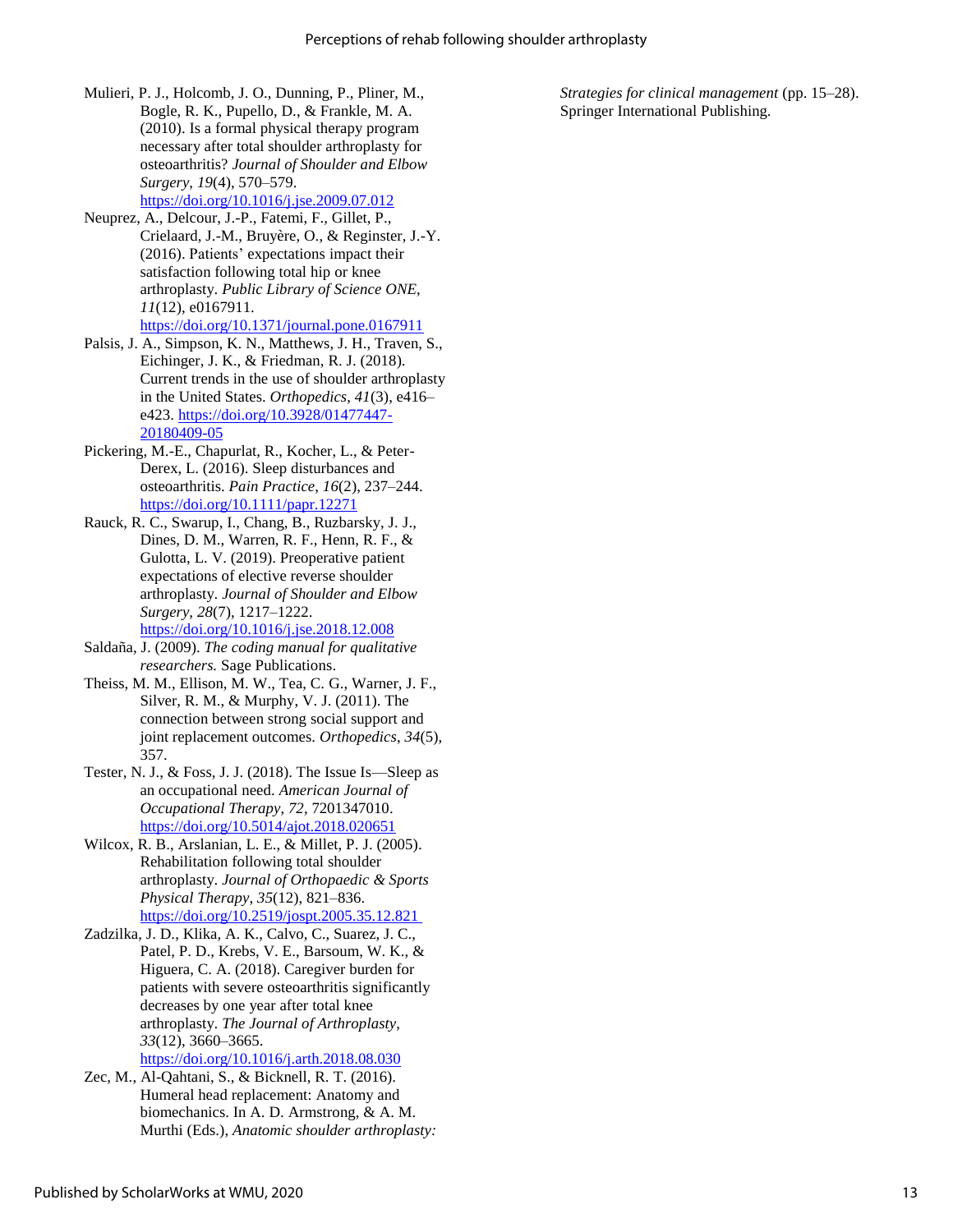Mulieri, P. J., Holcomb, J. O., Dunning, P., Pliner, M., Bogle, R. K., Pupello, D., & Frankle, M. A. (2010). Is a formal physical therapy program necessary after total shoulder arthroplasty for osteoarthritis? *Journal of Shoulder and Elbow Surgery*, *19*(4), 570–579. https://doi.org/10.1016/j.jse.2009.07.012

Neuprez, A., Delcour, J.-P., Fatemi, F., Gillet, P., Crielaard, J.-M., Bruyère, O., & Reginster, J.-Y. (2016). Patients' expectations impact their satisfaction following total hip or knee arthroplasty. *Public Library of Science ONE*, *11*(12), e0167911. https://doi.org/10.1371/journal.pone.0167911

Palsis, J. A., Simpson, K. N., Matthews, J. H., Traven, S., Eichinger, J. K., & Friedman, R. J. (2018). Current trends in the use of shoulder arthroplasty in the United States. *Orthopedics*, *41*(3), e416–e423. https://doi.org/10.3928/01477447-20180409-05

Pickering, M.-E., Chapurlat, R., Kocher, L., & Peter-Derex, L. (2016). Sleep disturbances and osteoarthritis. *Pain Practice*, *16*(2), 237–244. https://doi.org/10.1111/papr.12271

Rauck, R. C., Swarup, I., Chang, B., Ruzbarsky, J. J., Dines, D. M., Warren, R. F., Henn, R. F., & Gulotta, L. V. (2019). Preoperative patient expectations of elective reverse shoulder arthroplasty. *Journal of Shoulder and Elbow Surgery*, *28*(7), 1217–1222. https://doi.org/10.1016/j.jse.2018.12.008

Saldaña, J. (2009). *The coding manual for qualitative researchers.* Sage Publications.

Theiss, M. M., Ellison, M. W., Tea, C. G., Warner, J. F., Silver, R. M., & Murphy, V. J. (2011). The connection between strong social support and joint replacement outcomes. *Orthopedics*, *34*(5), 357.

Tester, N. J., & Foss, J. J. (2018). The Issue Is—Sleep as an occupational need. *American Journal of Occupational Therapy*, *72*, 7201347010. https://doi.org/10.5014/ajot.2018.020651

Wilcox, R. B., Arslanian, L. E., & Millet, P. J. (2005). Rehabilitation following total shoulder arthroplasty. *Journal of Orthopaedic & Sports Physical Therapy*, *35*(12), 821–836. https://doi.org/10.2519/jospt.2005.35.12.821

Zadzilka, J. D., Klika, A. K., Calvo, C., Suarez, J. C., Patel, P. D., Krebs, V. E., Barsoum, W. K., & Higuera, C. A. (2018). Caregiver burden for patients with severe osteoarthritis significantly decreases by one year after total knee arthroplasty. *The Journal of Arthroplasty*, *33*(12), 3660–3665. https://doi.org/10.1016/j.arth.2018.08.030

Zec, M., Al-Qahtani, S., & Bicknell, R. T. (2016). Humeral head replacement: Anatomy and biomechanics. In A. D. Armstrong, & A. M. Murthi (Eds.), *Anatomic shoulder arthroplasty: Strategies for clinical management* (pp. 15–28). Springer International Publishing.